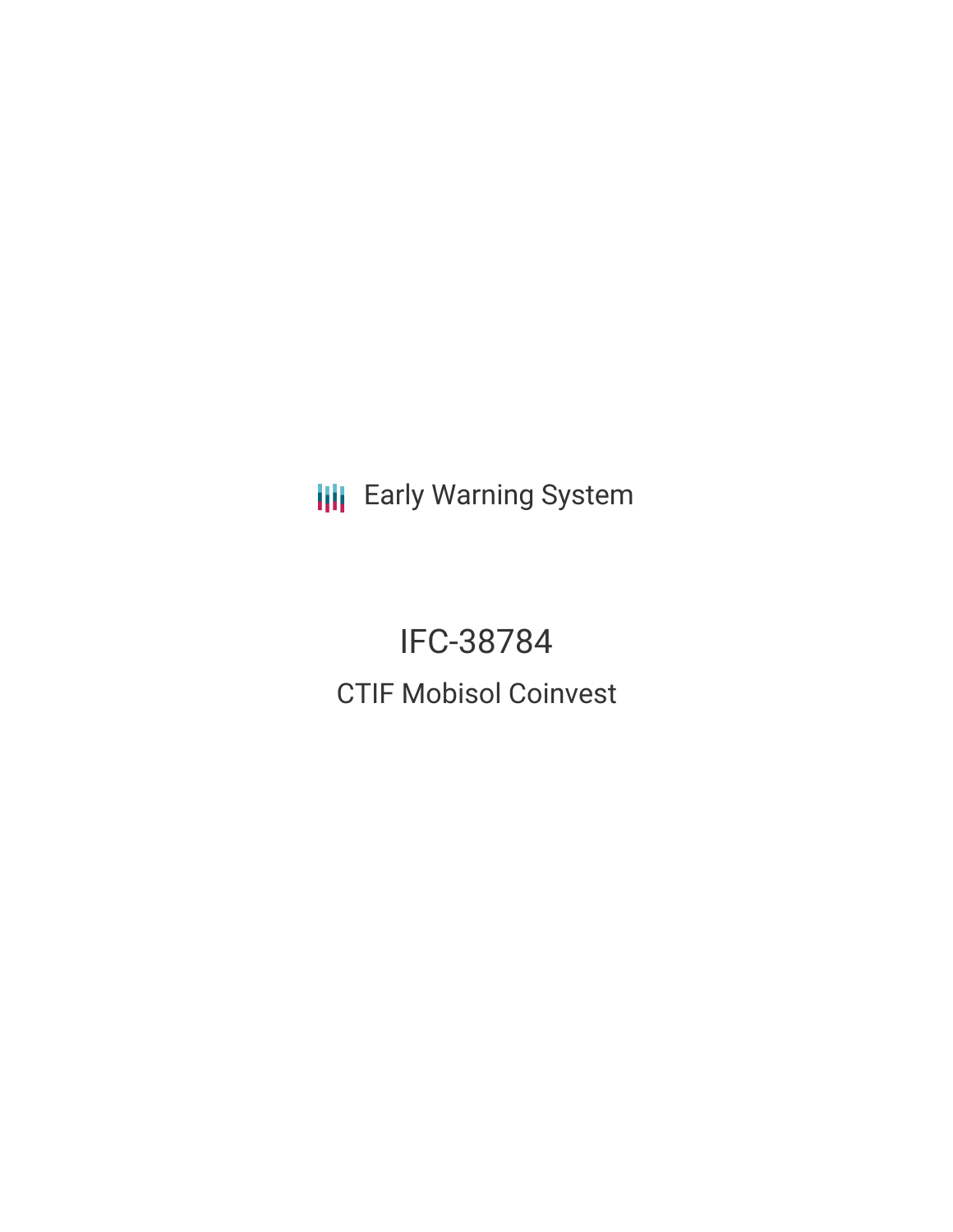Early Warning System

# IFC-38784

## CTIF Mobisol Coinvest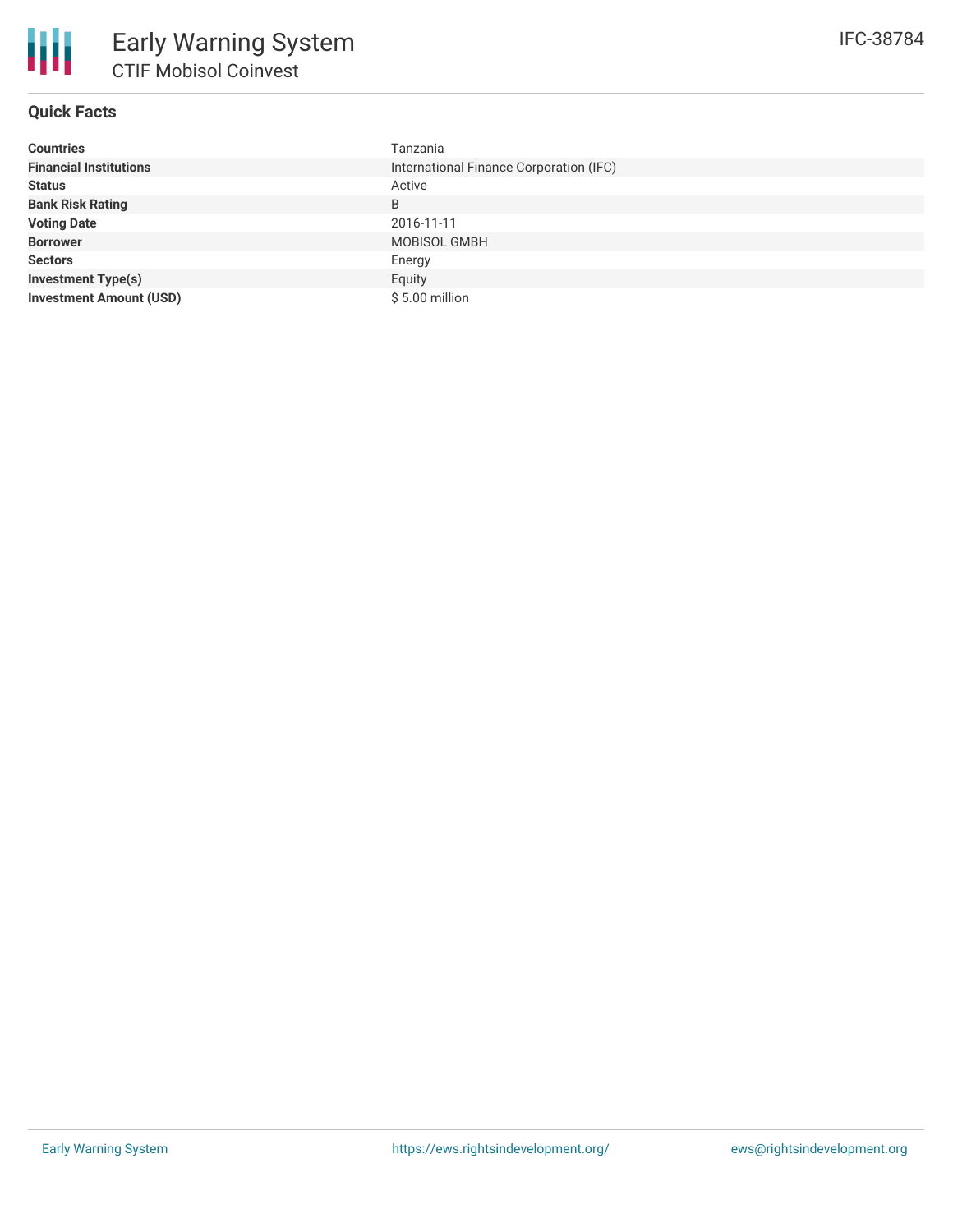# Early Warning System

## CTIF Mobisol Coinvest

IFC-38784

### Quick Facts

| | |
|---|---|
| **Countries** | Tanzania |
| **Financial Institutions** | International Finance Corporation (IFC) |
| **Status** | Active |
| **Bank Risk Rating** | B |
| **Voting Date** | 2016-11-11 |
| **Borrower** | MOBISOL GMBH |
| **Sectors** | Energy |
| **Investment Type(s)** | Equity |
| **Investment Amount (USD)** | $ 5.00 million |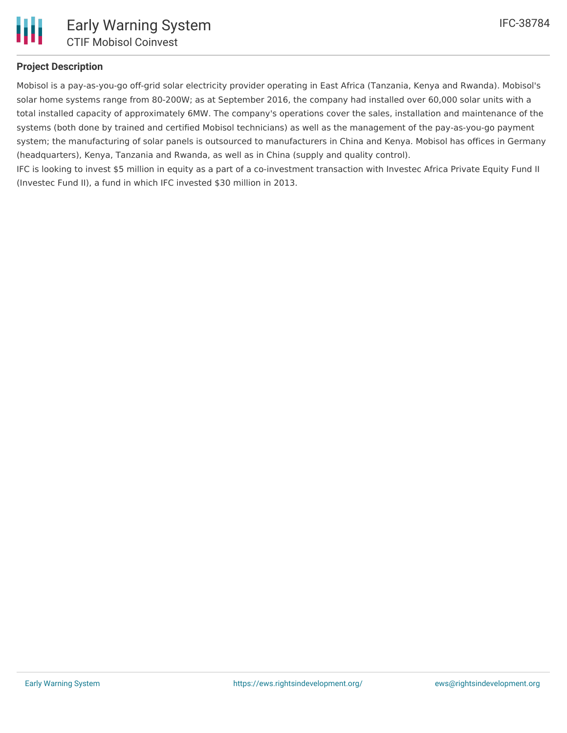## Project Description

Mobisol is a pay-as-you-go off-grid solar electricity provider operating in East Africa (Tanzania, Kenya and Rwanda). Mobisol's solar home systems range from 80-200W; as at September 2016, the company had installed over 60,000 solar units with a total installed capacity of approximately 6MW. The company's operations cover the sales, installation and maintenance of the systems (both done by trained and certified Mobisol technicians) as well as the management of the pay-as-you-go payment system; the manufacturing of solar panels is outsourced to manufacturers in China and Kenya. Mobisol has offices in Germany (headquarters), Kenya, Tanzania and Rwanda, as well as in China (supply and quality control).

IFC is looking to invest $5 million in equity as a part of a co-investment transaction with Investec Africa Private Equity Fund II (Investec Fund II), a fund in which IFC invested $30 million in 2013.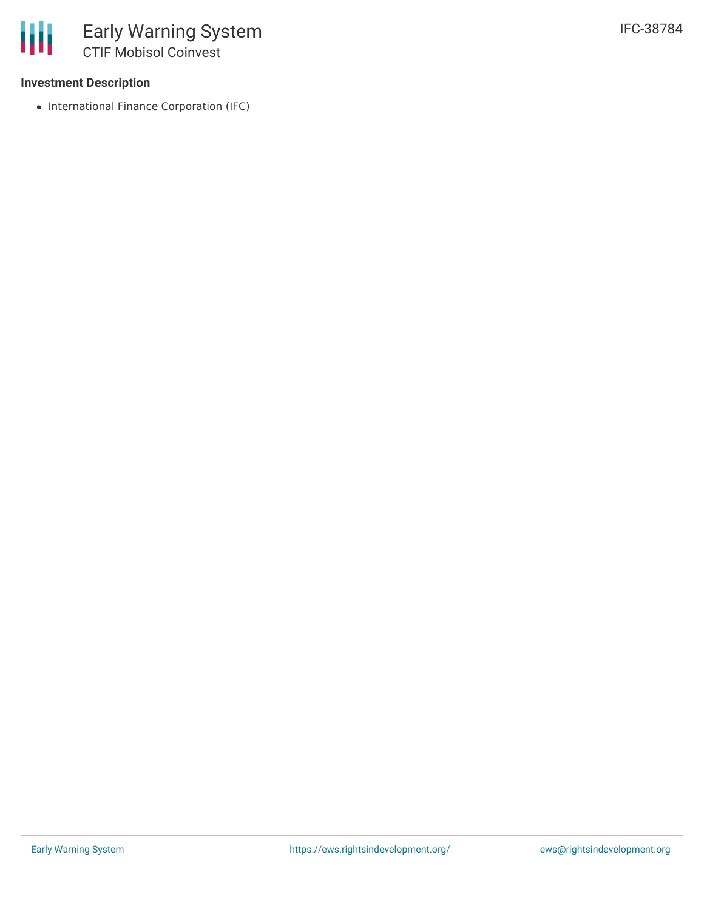### Investment Description

- International Finance Corporation (IFC)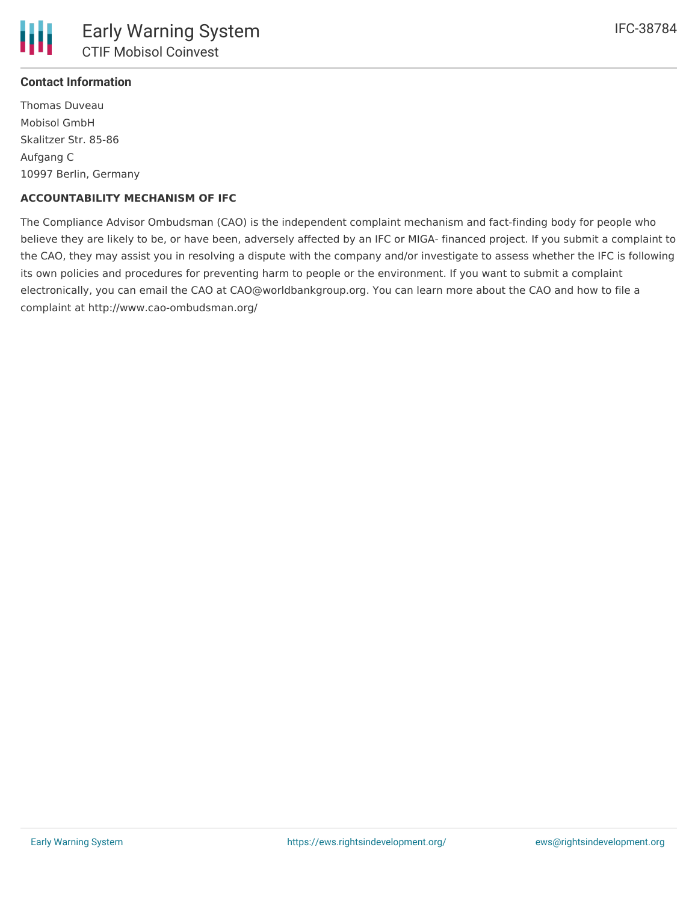**Contact Information**

Thomas Duveau
Mobisol GmbH
Skalitzer Str. 85-86
Aufgang C
10997 Berlin, Germany

**ACCOUNTABILITY MECHANISM OF IFC**

The Compliance Advisor Ombudsman (CAO) is the independent complaint mechanism and fact-finding body for people who believe they are likely to be, or have been, adversely affected by an IFC or MIGA- financed project. If you submit a complaint to the CAO, they may assist you in resolving a dispute with the company and/or investigate to assess whether the IFC is following its own policies and procedures for preventing harm to people or the environment. If you want to submit a complaint electronically, you can email the CAO at CAO@worldbankgroup.org. You can learn more about the CAO and how to file a complaint at http://www.cao-ombudsman.org/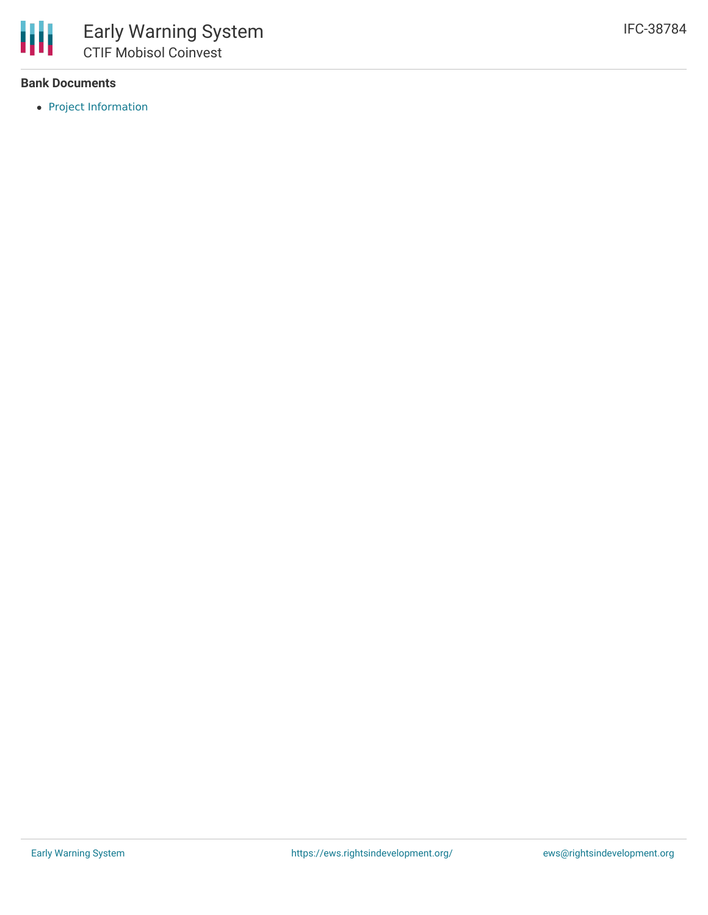**Bank Documents**

- Project Information